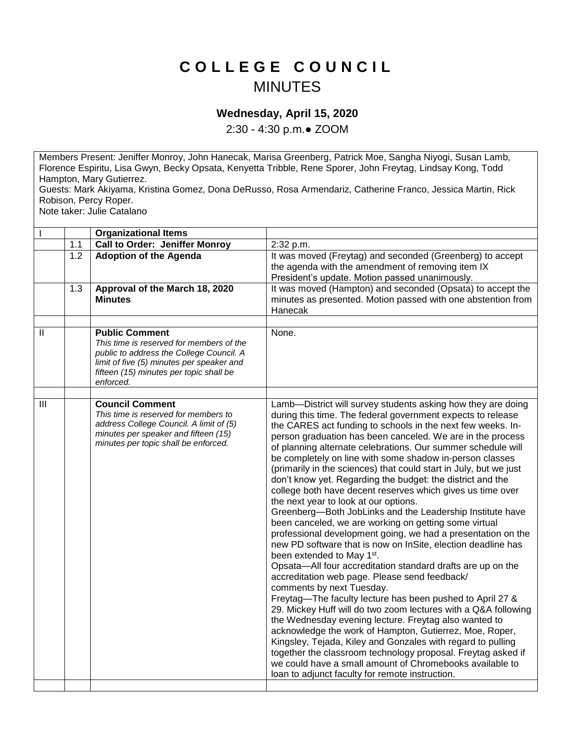# COLLEGE COUNCIL

## MINUTES

### Wednesday, April 15, 2020

2:30 - 4:30 p.m.● ZOOM

Members Present: Jeniffer Monroy, John Hanecak, Marisa Greenberg, Patrick Moe, Sangha Niyogi, Susan Lamb, Florence Espiritu, Lisa Gwyn, Becky Opsata, Kenyetta Tribble, Rene Sporer, John Freytag, Lindsay Kong, Todd Hampton, Mary Gutierrez.
Guests: Mark Akiyama, Kristina Gomez, Dona DeRusso, Rosa Armendariz, Catherine Franco, Jessica Martin, Rick Robison, Percy Roper.
Note taker: Julie Catalano

| | | | |
|---|---|---|---|
| I | | **Organizational Items** | |
| | 1.1 | **Call to Order: Jeniffer Monroy** | 2:32 p.m. |
| | 1.2 | **Adoption of the Agenda** | It was moved (Freytag) and seconded (Greenberg) to accept the agenda with the amendment of removing item IX President's update. Motion passed unanimously. |
| | 1.3 | **Approval of the March 18, 2020 Minutes** | It was moved (Hampton) and seconded (Opsata) to accept the minutes as presented. Motion passed with one abstention from Hanecak |
| | | | |
| II | | **Public Comment** *This time is reserved for members of the public to address the College Council. A limit of five (5) minutes per speaker and fifteen (15) minutes per topic shall be enforced.* | None. |
| | | | |
| III | | **Council Comment** *This time is reserved for members to address College Council. A limit of (5) minutes per speaker and fifteen (15) minutes per topic shall be enforced.* | Lamb—District will survey students asking how they are doing during this time. The federal government expects to release the CARES act funding to schools in the next few weeks. In-person graduation has been canceled. We are in the process of planning alternate celebrations. Our summer schedule will be completely on line with some shadow in-person classes (primarily in the sciences) that could start in July, but we just don't know yet. Regarding the budget: the district and the college both have decent reserves which gives us time over the next year to look at our options.<br>Greenberg—Both JobLinks and the Leadership Institute have been canceled, we are working on getting some virtual professional development going, we had a presentation on the new PD software that is now on InSite, election deadline has been extended to May 1st.<br>Opsata—All four accreditation standard drafts are up on the accreditation web page. Please send feedback/ comments by next Tuesday.<br>Freytag—The faculty lecture has been pushed to April 27 & 29. Mickey Huff will do two zoom lectures with a Q&A following the Wednesday evening lecture. Freytag also wanted to acknowledge the work of Hampton, Gutierrez, Moe, Roper, Kingsley, Tejada, Kiley and Gonzales with regard to pulling together the classroom technology proposal. Freytag asked if we could have a small amount of Chromebooks available to loan to adjunct faculty for remote instruction. |
| | | | |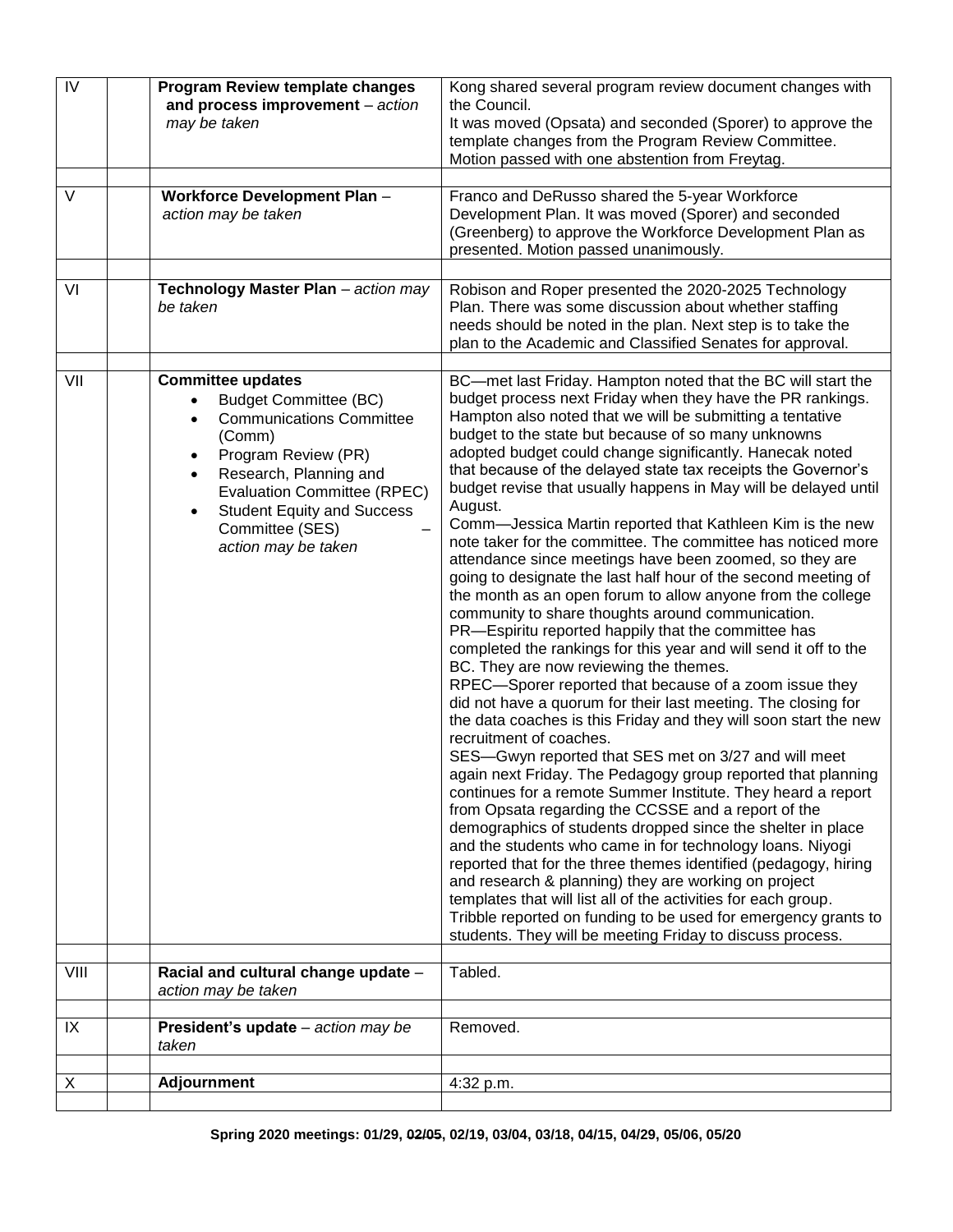| | | | |
|---|---|---|---|
| IV | | **Program Review template changes and process improvement** – *action may be taken* | Kong shared several program review document changes with the Council.<br>It was moved (Opsata) and seconded (Sporer) to approve the template changes from the Program Review Committee. Motion passed with one abstention from Freytag. |
| | | | |
| V | | **Workforce Development Plan** – *action may be taken* | Franco and DeRusso shared the 5-year Workforce Development Plan. It was moved (Sporer) and seconded (Greenberg) to approve the Workforce Development Plan as presented. Motion passed unanimously. |
| | | | |
| VI | | **Technology Master Plan** – *action may be taken* | Robison and Roper presented the 2020-2025 Technology Plan. There was some discussion about whether staffing needs should be noted in the plan. Next step is to take the plan to the Academic and Classified Senates for approval. |
| | | | |
| VII | | **Committee updates**<br>• Budget Committee (BC)<br>• Communications Committee (Comm)<br>• Program Review (PR)<br>• Research, Planning and Evaluation Committee (RPEC)<br>• Student Equity and Success Committee (SES) – *action may be taken* | BC—met last Friday. Hampton noted that the BC will start the budget process next Friday when they have the PR rankings. Hampton also noted that we will be submitting a tentative budget to the state but because of so many unknowns adopted budget could change significantly. Hanecak noted that because of the delayed state tax receipts the Governor's budget revise that usually happens in May will be delayed until August.<br>Comm—Jessica Martin reported that Kathleen Kim is the new note taker for the committee. The committee has noticed more attendance since meetings have been zoomed, so they are going to designate the last half hour of the second meeting of the month as an open forum to allow anyone from the college community to share thoughts around communication.<br>PR—Espiritu reported happily that the committee has completed the rankings for this year and will send it off to the BC. They are now reviewing the themes.<br>RPEC—Sporer reported that because of a zoom issue they did not have a quorum for their last meeting. The closing for the data coaches is this Friday and they will soon start the new recruitment of coaches.<br>SES—Gwyn reported that SES met on 3/27 and will meet again next Friday. The Pedagogy group reported that planning continues for a remote Summer Institute. They heard a report from Opsata regarding the CCSSE and a report of the demographics of students dropped since the shelter in place and the students who came in for technology loans. Niyogi reported that for the three themes identified (pedagogy, hiring and research & planning) they are working on project templates that will list all of the activities for each group. Tribble reported on funding to be used for emergency grants to students. They will be meeting Friday to discuss process. |
| | | | |
| VIII | | **Racial and cultural change update** – *action may be taken* | Tabled. |
| | | | |
| IX | | **President's update** – *action may be taken* | Removed. |
| | | | |
| X | | **Adjournment** | 4:32 p.m. |
| | | | |

**Spring 2020 meetings: 01/29, ~~02/05~~, 02/19, 03/04, 03/18, 04/15, 04/29, 05/06, 05/20**